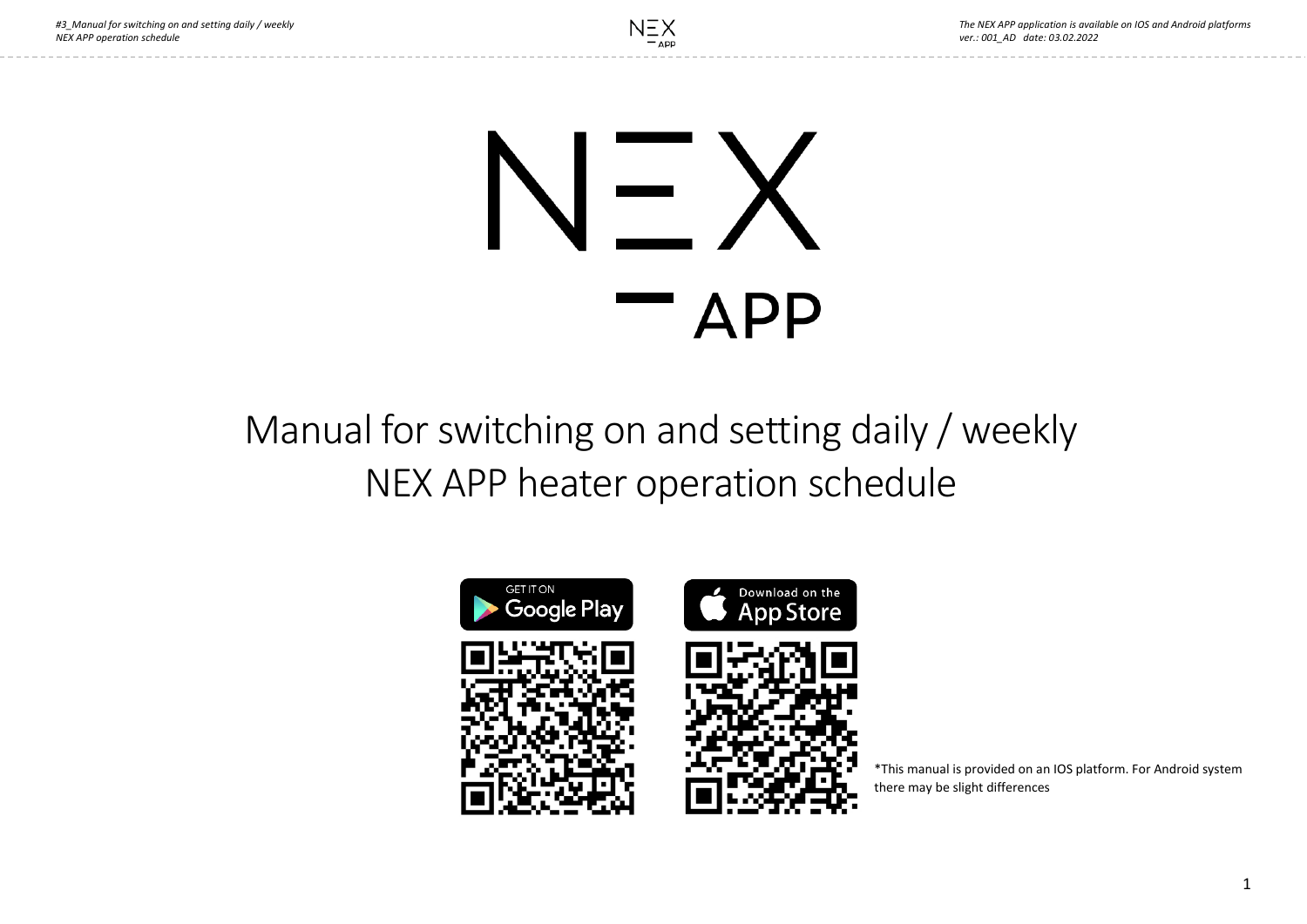# NEX APP

## Manual for switching on and setting daily / weekly NEX APP heater operation schedule

GET IT ON Google Play

Download on the App Store

*This manual is provided on an IOS platform. For Android system there may be slight differences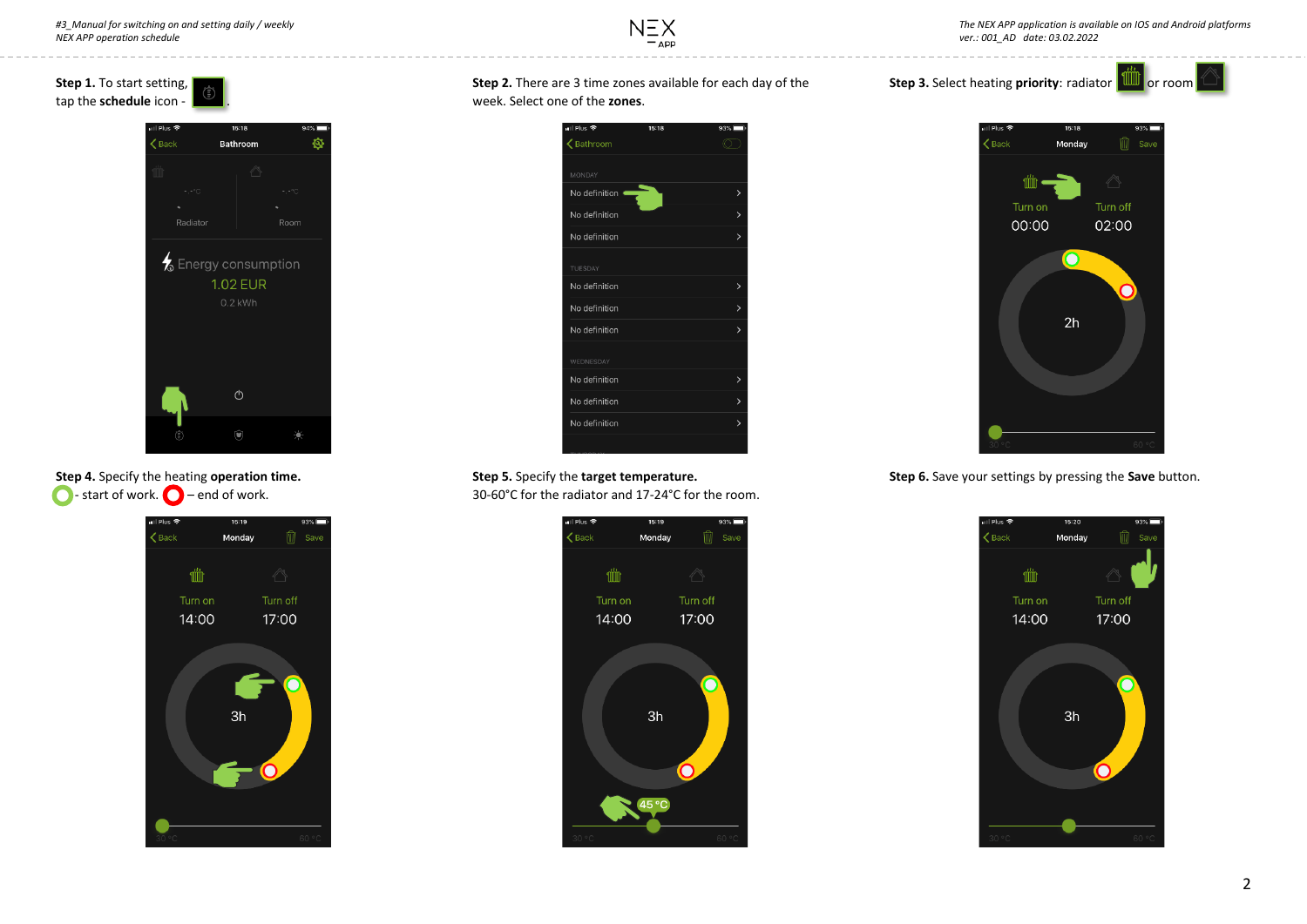**Step 1.** To start setting, tap the **schedule** icon - .

**Step 2.** There are 3 time zones available for each day of the week. Select one of the **zones**.

**Step 3.** Select heating **priority**: radiator or room

**Step 4.** Specify the heating **operation time.**
- start of work. – end of work.

**Step 5.** Specify the **target temperature.**
30-60°C for the radiator and 17-24°C for the room.

**Step 6.** Save your settings by pressing the **Save** button.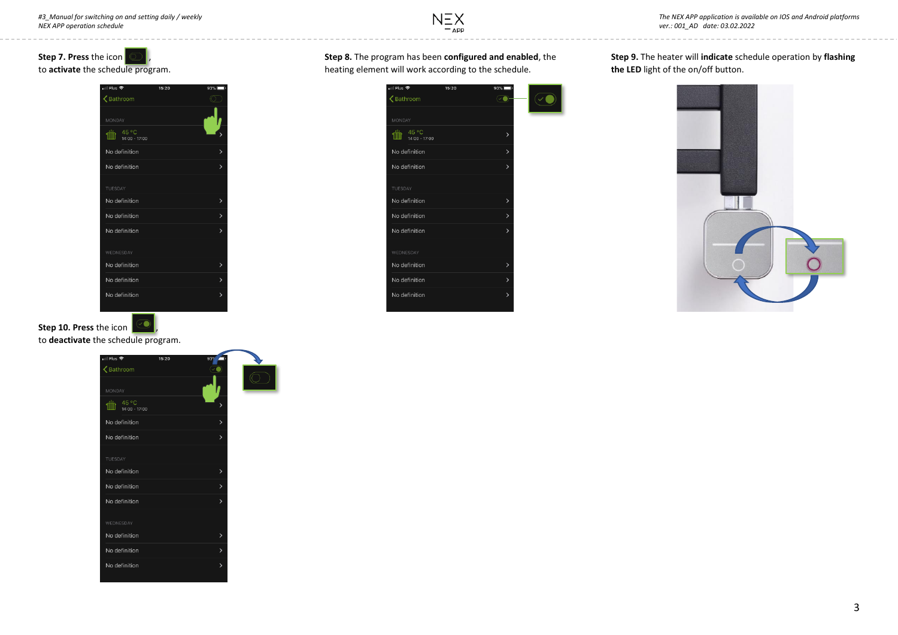**Step 7. Press** the icon , to **activate** the schedule program.

**Step 8.** The program has been **configured and enabled**, the heating element will work according to the schedule.

**Step 9.** The heater will **indicate** schedule operation by **flashing the LED** light of the on/off button.

**Step 10. Press** the icon , to **deactivate** the schedule program.